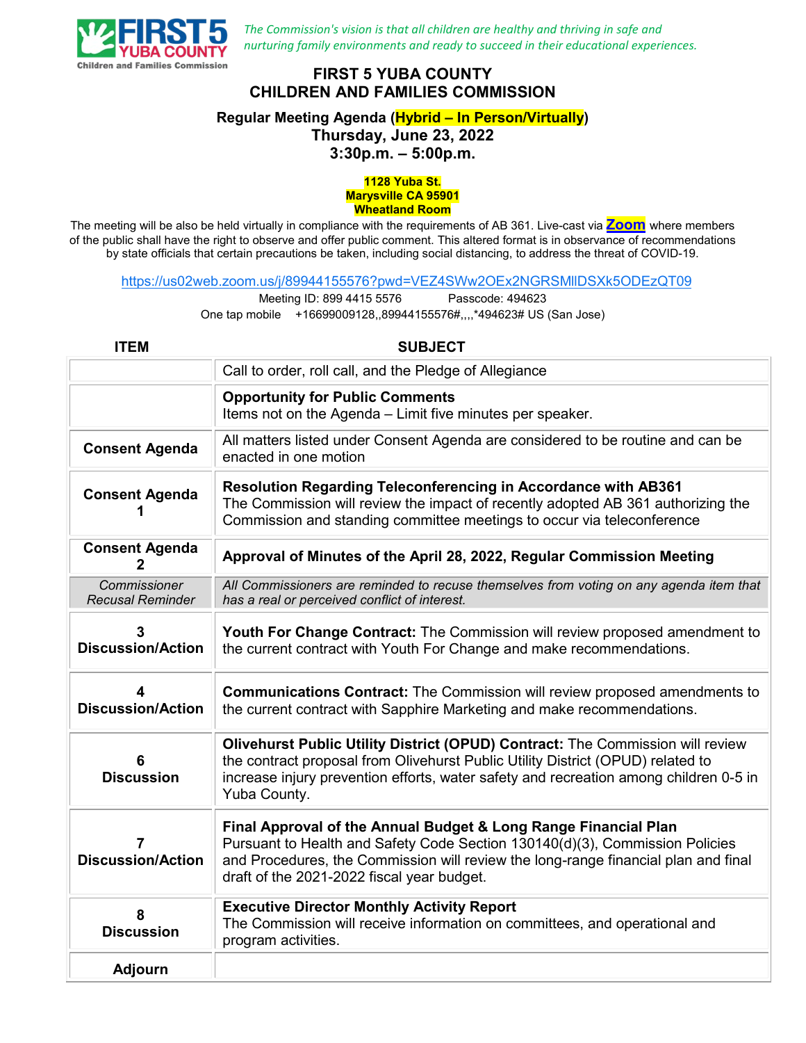FIRST 5 YUBA COUNTY
Children and Families Commission

*The Commission's vision is that all children are healthy and thriving in safe and nurturing family environments and ready to succeed in their educational experiences.*

# FIRST 5 YUBA COUNTY CHILDREN AND FAMILIES COMMISSION

## Regular Meeting Agenda (Hybrid – In Person/Virtually)

**Thursday, June 23, 2022**
**3:30p.m. – 5:00p.m.**

**1128 Yuba St.**
**Marysville CA 95901**
**Wheatland Room**

The meeting will be also be held virtually in compliance with the requirements of AB 361. Live-cast via **Zoom** where members of the public shall have the right to observe and offer public comment. This altered format is in observance of recommendations by state officials that certain precautions be taken, including social distancing, to address the threat of COVID-19.

https://us02web.zoom.us/j/89944155576?pwd=VEZ4SWw2OEx2NGRSMllDSXk5ODEzQT09

Meeting ID: 899 4415 5576 Passcode: 494623

One tap mobile +16699009128,,89944155576#,,,,*494623# US (San Jose)

| ITEM | SUBJECT |
|---|---|
| | Call to order, roll call, and the Pledge of Allegiance |
| | **Opportunity for Public Comments**<br>Items not on the Agenda – Limit five minutes per speaker. |
| **Consent Agenda** | All matters listed under Consent Agenda are considered to be routine and can be enacted in one motion |
| **Consent Agenda 1** | **Resolution Regarding Teleconferencing in Accordance with AB361**<br>The Commission will review the impact of recently adopted AB 361 authorizing the Commission and standing committee meetings to occur via teleconference |
| **Consent Agenda 2** | **Approval of Minutes of the April 28, 2022, Regular Commission Meeting** |
| *Commissioner Recusal Reminder* | *All Commissioners are reminded to recuse themselves from voting on any agenda item that has a real or perceived conflict of interest.* |
| **3 Discussion/Action** | **Youth For Change Contract:** The Commission will review proposed amendment to the current contract with Youth For Change and make recommendations. |
| **4 Discussion/Action** | **Communications Contract:** The Commission will review proposed amendments to the current contract with Sapphire Marketing and make recommendations. |
| **6 Discussion** | **Olivehurst Public Utility District (OPUD) Contract:** The Commission will review the contract proposal from Olivehurst Public Utility District (OPUD) related to increase injury prevention efforts, water safety and recreation among children 0-5 in Yuba County. |
| **7 Discussion/Action** | **Final Approval of the Annual Budget & Long Range Financial Plan**<br>Pursuant to Health and Safety Code Section 130140(d)(3), Commission Policies and Procedures, the Commission will review the long-range financial plan and final draft of the 2021-2022 fiscal year budget. |
| **8 Discussion** | **Executive Director Monthly Activity Report**<br>The Commission will receive information on committees, and operational and program activities. |
| **Adjourn** | |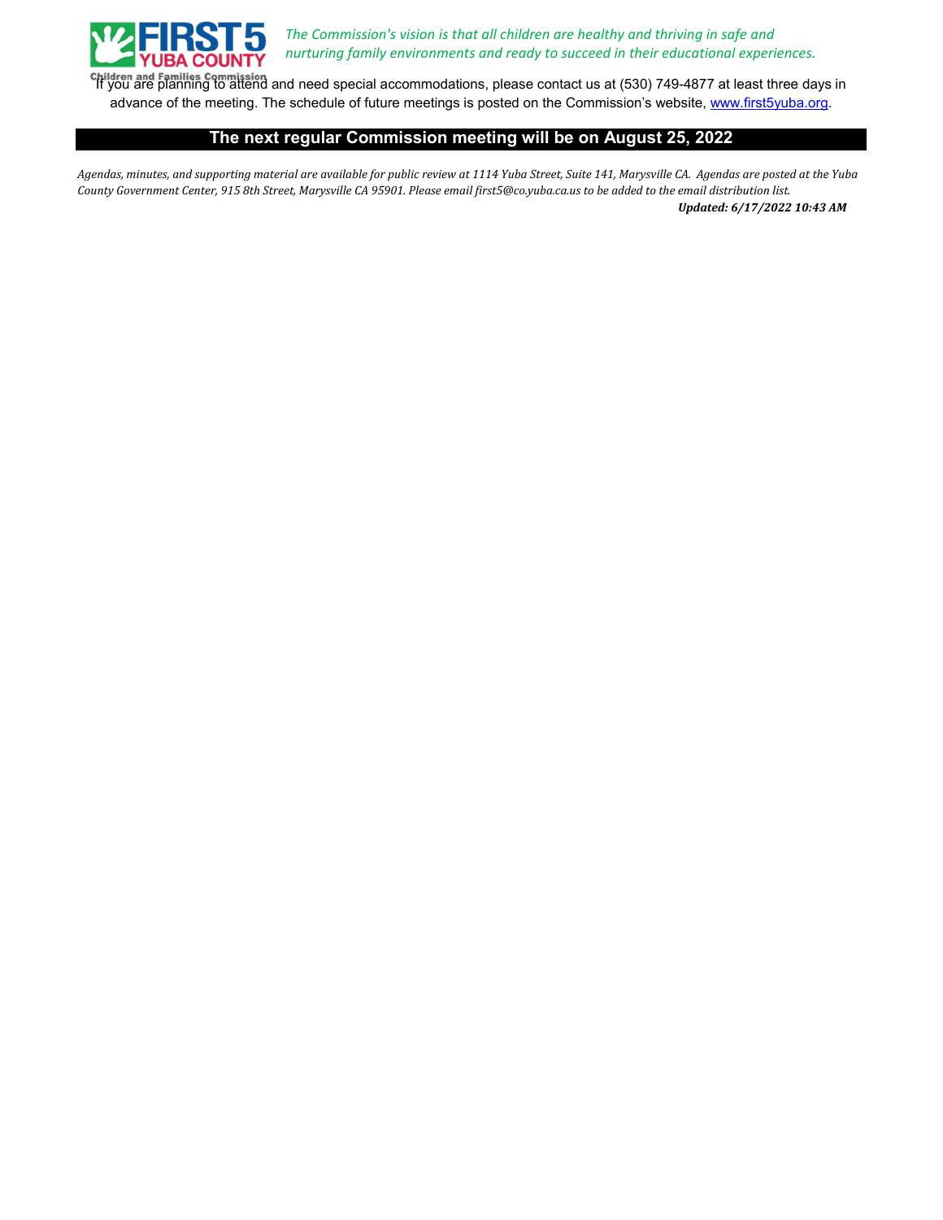*The Commission's vision is that all children are healthy and thriving in safe and nurturing family environments and ready to succeed in their educational experiences.*

If you are planning to attend and need special accommodations, please contact us at (530) 749-4877 at least three days in advance of the meeting. The schedule of future meetings is posted on the Commission's website, www.first5yuba.org.

**The next regular Commission meeting will be on August 25, 2022**

*Agendas, minutes, and supporting material are available for public review at 1114 Yuba Street, Suite 141, Marysville CA. Agendas are posted at the Yuba County Government Center, 915 8th Street, Marysville CA 95901. Please email first5@co.yuba.ca.us to be added to the email distribution list.*

***Updated: 6/17/2022 10:43 AM***